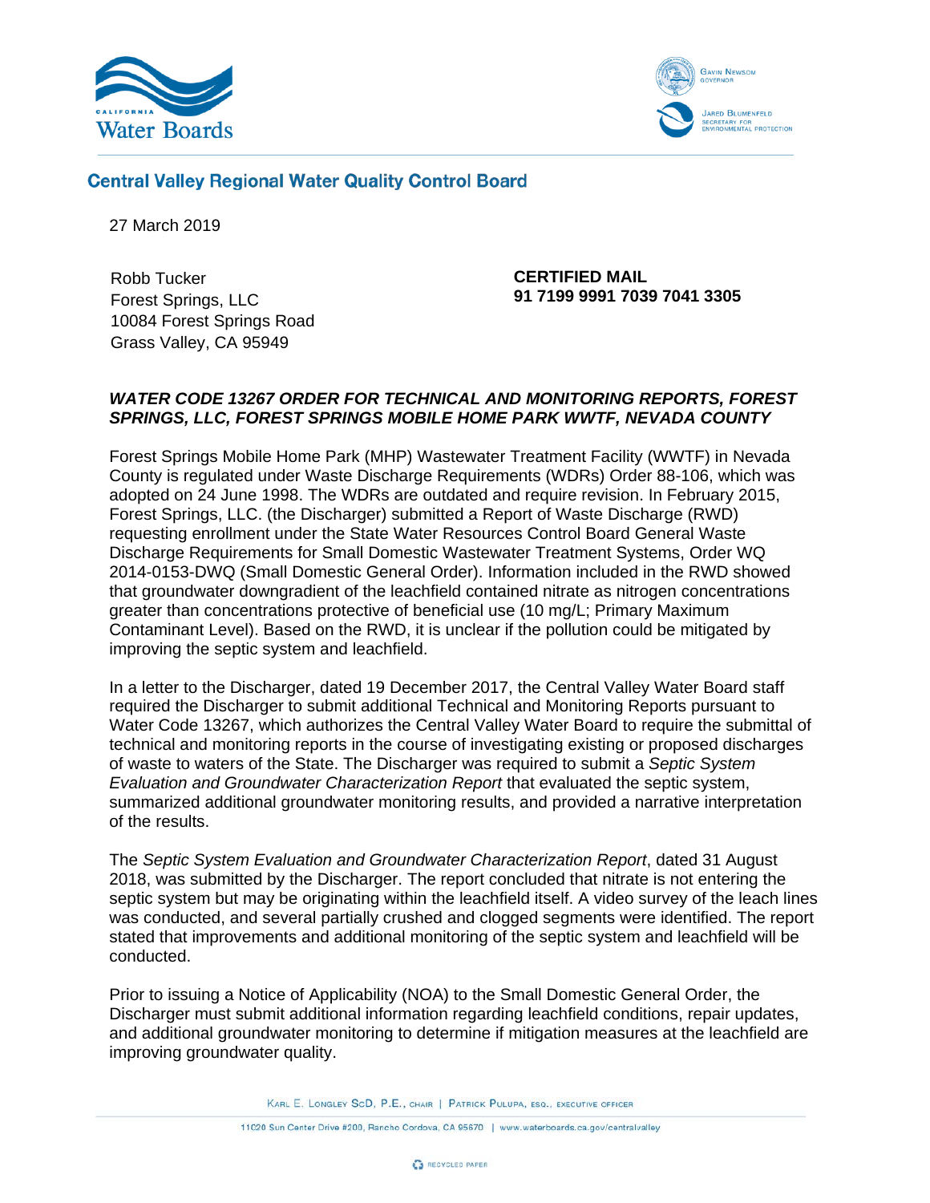Central Valley Regional Water Quality Control Board

27 March 2019

Robb Tucker
Forest Springs, LLC
10084 Forest Springs Road
Grass Valley, CA 95949

**CERTIFIED MAIL**
**91 7199 9991 7039 7041 3305**

***WATER CODE 13267 ORDER FOR TECHNICAL AND MONITORING REPORTS, FOREST SPRINGS, LLC, FOREST SPRINGS MOBILE HOME PARK WWTF, NEVADA COUNTY***

Forest Springs Mobile Home Park (MHP) Wastewater Treatment Facility (WWTF) in Nevada County is regulated under Waste Discharge Requirements (WDRs) Order 88-106, which was adopted on 24 June 1998. The WDRs are outdated and require revision. In February 2015, Forest Springs, LLC. (the Discharger) submitted a Report of Waste Discharge (RWD) requesting enrollment under the State Water Resources Control Board General Waste Discharge Requirements for Small Domestic Wastewater Treatment Systems, Order WQ 2014-0153-DWQ (Small Domestic General Order). Information included in the RWD showed that groundwater downgradient of the leachfield contained nitrate as nitrogen concentrations greater than concentrations protective of beneficial use (10 mg/L; Primary Maximum Contaminant Level). Based on the RWD, it is unclear if the pollution could be mitigated by improving the septic system and leachfield.

In a letter to the Discharger, dated 19 December 2017, the Central Valley Water Board staff required the Discharger to submit additional Technical and Monitoring Reports pursuant to Water Code 13267, which authorizes the Central Valley Water Board to require the submittal of technical and monitoring reports in the course of investigating existing or proposed discharges of waste to waters of the State. The Discharger was required to submit a *Septic System Evaluation and Groundwater Characterization Report* that evaluated the septic system, summarized additional groundwater monitoring results, and provided a narrative interpretation of the results.

The *Septic System Evaluation and Groundwater Characterization Report*, dated 31 August 2018, was submitted by the Discharger. The report concluded that nitrate is not entering the septic system but may be originating within the leachfield itself. A video survey of the leach lines was conducted, and several partially crushed and clogged segments were identified. The report stated that improvements and additional monitoring of the septic system and leachfield will be conducted.

Prior to issuing a Notice of Applicability (NOA) to the Small Domestic General Order, the Discharger must submit additional information regarding leachfield conditions, repair updates, and additional groundwater monitoring to determine if mitigation measures at the leachfield are improving groundwater quality.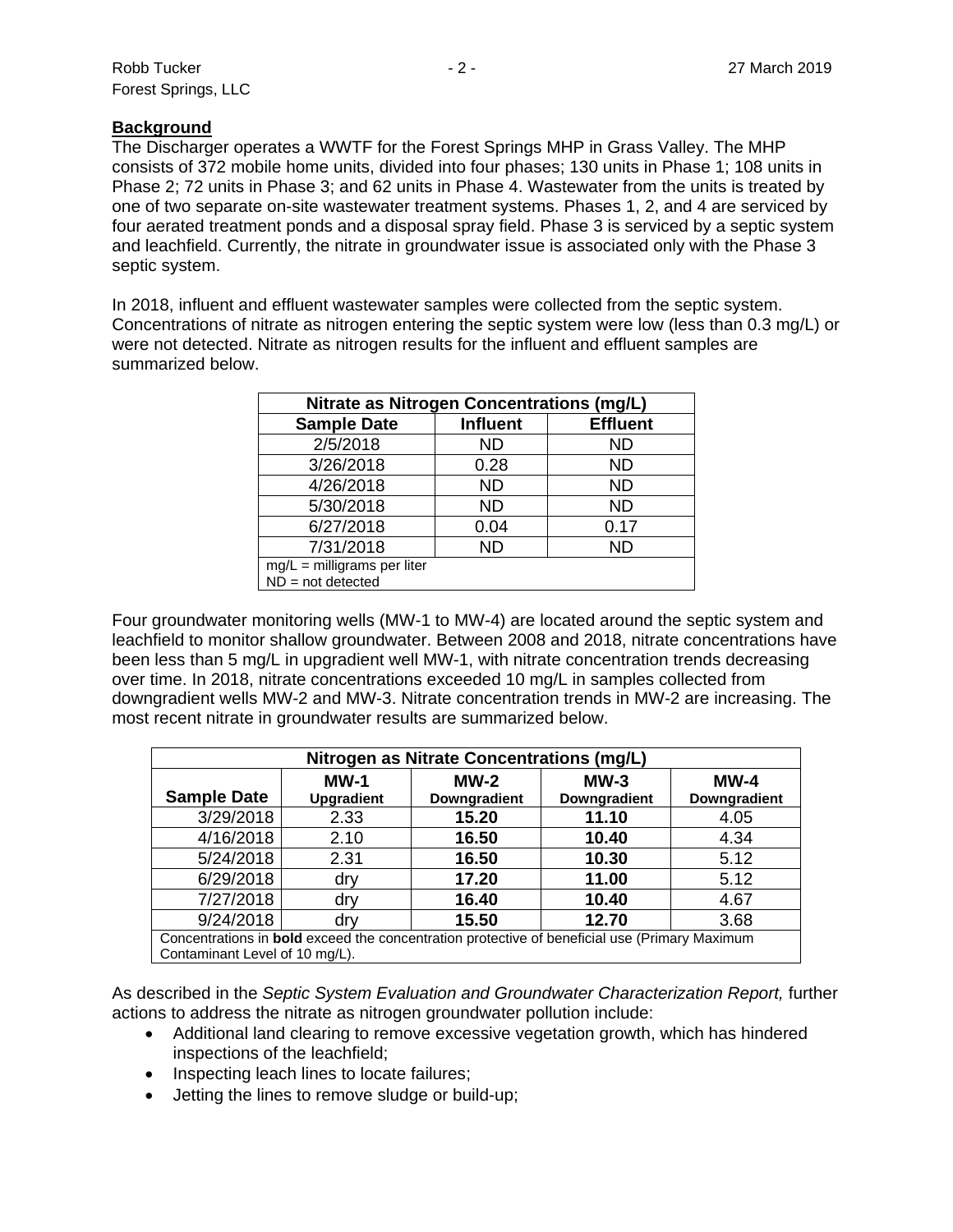**Background**

The Discharger operates a WWTF for the Forest Springs MHP in Grass Valley. The MHP consists of 372 mobile home units, divided into four phases; 130 units in Phase 1; 108 units in Phase 2; 72 units in Phase 3; and 62 units in Phase 4. Wastewater from the units is treated by one of two separate on-site wastewater treatment systems. Phases 1, 2, and 4 are serviced by four aerated treatment ponds and a disposal spray field. Phase 3 is serviced by a septic system and leachfield. Currently, the nitrate in groundwater issue is associated only with the Phase 3 septic system.

In 2018, influent and effluent wastewater samples were collected from the septic system. Concentrations of nitrate as nitrogen entering the septic system were low (less than 0.3 mg/L) or were not detected. Nitrate as nitrogen results for the influent and effluent samples are summarized below.

| Nitrate as Nitrogen Concentrations (mg/L) | | |
|---|---|---|
| **Sample Date** | **Influent** | **Effluent** |
| 2/5/2018 | ND | ND |
| 3/26/2018 | 0.28 | ND |
| 4/26/2018 | ND | ND |
| 5/30/2018 | ND | ND |
| 6/27/2018 | 0.04 | 0.17 |
| 7/31/2018 | ND | ND |
| mg/L = milligrams per liter<br>ND = not detected | | |

Four groundwater monitoring wells (MW-1 to MW-4) are located around the septic system and leachfield to monitor shallow groundwater. Between 2008 and 2018, nitrate concentrations have been less than 5 mg/L in upgradient well MW-1, with nitrate concentration trends decreasing over time. In 2018, nitrate concentrations exceeded 10 mg/L in samples collected from downgradient wells MW-2 and MW-3. Nitrate concentration trends in MW-2 are increasing. The most recent nitrate in groundwater results are summarized below.

| Nitrogen as Nitrate Concentrations (mg/L) | | | | |
|---|---|---|---|---|
| **Sample Date** | **MW-1 Upgradient** | **MW-2 Downgradient** | **MW-3 Downgradient** | **MW-4 Downgradient** |
| 3/29/2018 | 2.33 | **15.20** | **11.10** | 4.05 |
| 4/16/2018 | 2.10 | **16.50** | **10.40** | 4.34 |
| 5/24/2018 | 2.31 | **16.50** | **10.30** | 5.12 |
| 6/29/2018 | dry | **17.20** | **11.00** | 5.12 |
| 7/27/2018 | dry | **16.40** | **10.40** | 4.67 |
| 9/24/2018 | dry | **15.50** | **12.70** | 3.68 |
| Concentrations in **bold** exceed the concentration protective of beneficial use (Primary Maximum Contaminant Level of 10 mg/L). | | | | |

As described in the *Septic System Evaluation and Groundwater Characterization Report,* further actions to address the nitrate as nitrogen groundwater pollution include:

- Additional land clearing to remove excessive vegetation growth, which has hindered inspections of the leachfield;
- Inspecting leach lines to locate failures;
- Jetting the lines to remove sludge or build-up;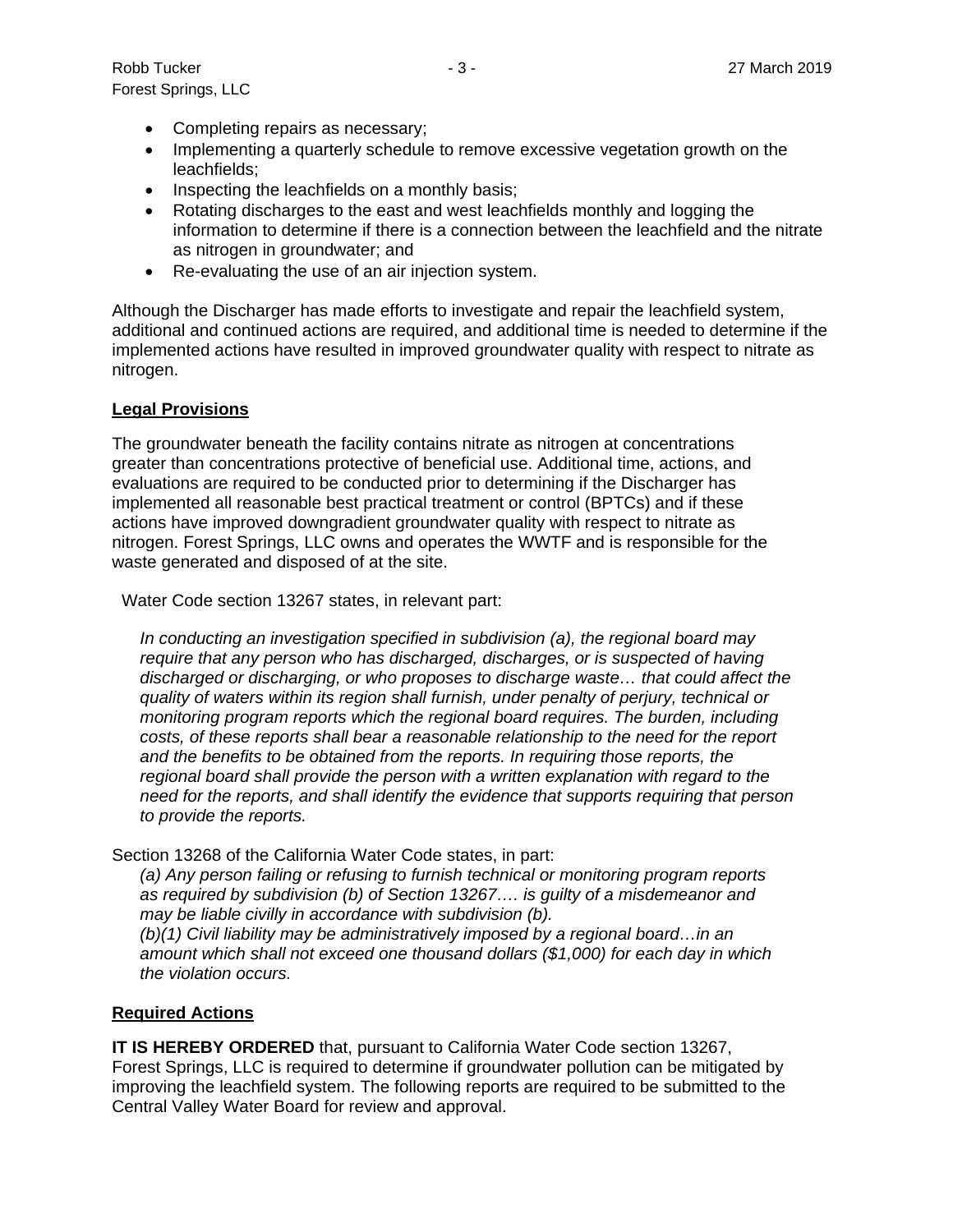- Completing repairs as necessary;
- Implementing a quarterly schedule to remove excessive vegetation growth on the leachfields;
- Inspecting the leachfields on a monthly basis;
- Rotating discharges to the east and west leachfields monthly and logging the information to determine if there is a connection between the leachfield and the nitrate as nitrogen in groundwater; and
- Re-evaluating the use of an air injection system.

Although the Discharger has made efforts to investigate and repair the leachfield system, additional and continued actions are required, and additional time is needed to determine if the implemented actions have resulted in improved groundwater quality with respect to nitrate as nitrogen.

**Legal Provisions**

The groundwater beneath the facility contains nitrate as nitrogen at concentrations greater than concentrations protective of beneficial use. Additional time, actions, and evaluations are required to be conducted prior to determining if the Discharger has implemented all reasonable best practical treatment or control (BPTCs) and if these actions have improved downgradient groundwater quality with respect to nitrate as nitrogen. Forest Springs, LLC owns and operates the WWTF and is responsible for the waste generated and disposed of at the site.

Water Code section 13267 states, in relevant part:

> *In conducting an investigation specified in subdivision (a), the regional board may require that any person who has discharged, discharges, or is suspected of having discharged or discharging, or who proposes to discharge waste… that could affect the quality of waters within its region shall furnish, under penalty of perjury, technical or monitoring program reports which the regional board requires. The burden, including costs, of these reports shall bear a reasonable relationship to the need for the report and the benefits to be obtained from the reports. In requiring those reports, the regional board shall provide the person with a written explanation with regard to the need for the reports, and shall identify the evidence that supports requiring that person to provide the reports.*

Section 13268 of the California Water Code states, in part:

> *(a) Any person failing or refusing to furnish technical or monitoring program reports as required by subdivision (b) of Section 13267…. is guilty of a misdemeanor and may be liable civilly in accordance with subdivision (b).*
> *(b)(1) Civil liability may be administratively imposed by a regional board…in an amount which shall not exceed one thousand dollars ($1,000) for each day in which the violation occurs.*

**Required Actions**

**IT IS HEREBY ORDERED** that, pursuant to California Water Code section 13267, Forest Springs, LLC is required to determine if groundwater pollution can be mitigated by improving the leachfield system. The following reports are required to be submitted to the Central Valley Water Board for review and approval.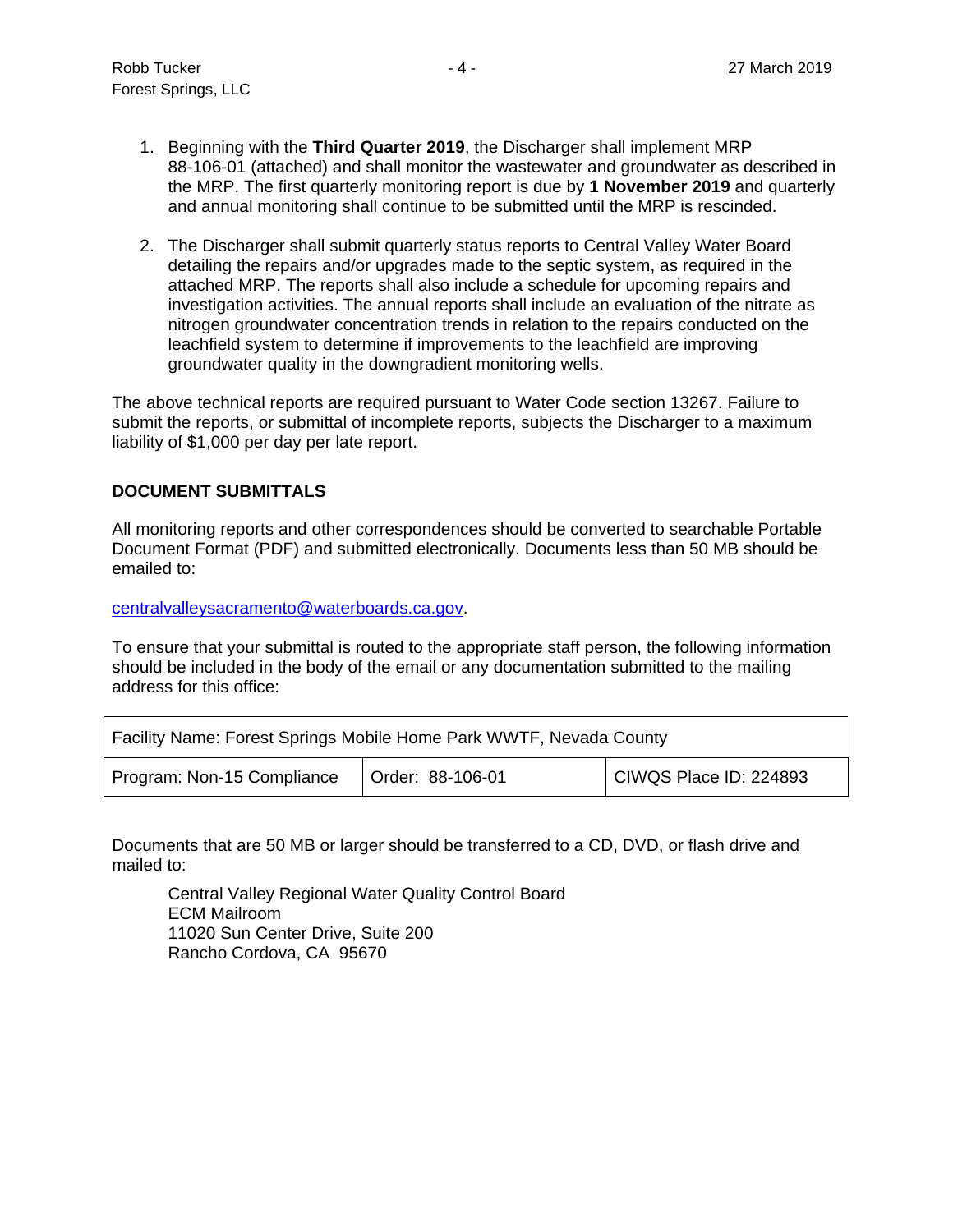1. Beginning with the **Third Quarter 2019**, the Discharger shall implement MRP 88-106-01 (attached) and shall monitor the wastewater and groundwater as described in the MRP. The first quarterly monitoring report is due by **1 November 2019** and quarterly and annual monitoring shall continue to be submitted until the MRP is rescinded.

2. The Discharger shall submit quarterly status reports to Central Valley Water Board detailing the repairs and/or upgrades made to the septic system, as required in the attached MRP. The reports shall also include a schedule for upcoming repairs and investigation activities. The annual reports shall include an evaluation of the nitrate as nitrogen groundwater concentration trends in relation to the repairs conducted on the leachfield system to determine if improvements to the leachfield are improving groundwater quality in the downgradient monitoring wells.

The above technical reports are required pursuant to Water Code section 13267. Failure to submit the reports, or submittal of incomplete reports, subjects the Discharger to a maximum liability of $1,000 per day per late report.

**DOCUMENT SUBMITTALS**

All monitoring reports and other correspondences should be converted to searchable Portable Document Format (PDF) and submitted electronically. Documents less than 50 MB should be emailed to:

centralvalleysacramento@waterboards.ca.gov.

To ensure that your submittal is routed to the appropriate staff person, the following information should be included in the body of the email or any documentation submitted to the mailing address for this office:

| Facility Name: Forest Springs Mobile Home Park WWTF, Nevada County | | |
|---|---|---|
| Program: Non-15 Compliance | Order: 88-106-01 | CIWQS Place ID: 224893 |

Documents that are 50 MB or larger should be transferred to a CD, DVD, or flash drive and mailed to:

Central Valley Regional Water Quality Control Board
ECM Mailroom
11020 Sun Center Drive, Suite 200
Rancho Cordova, CA 95670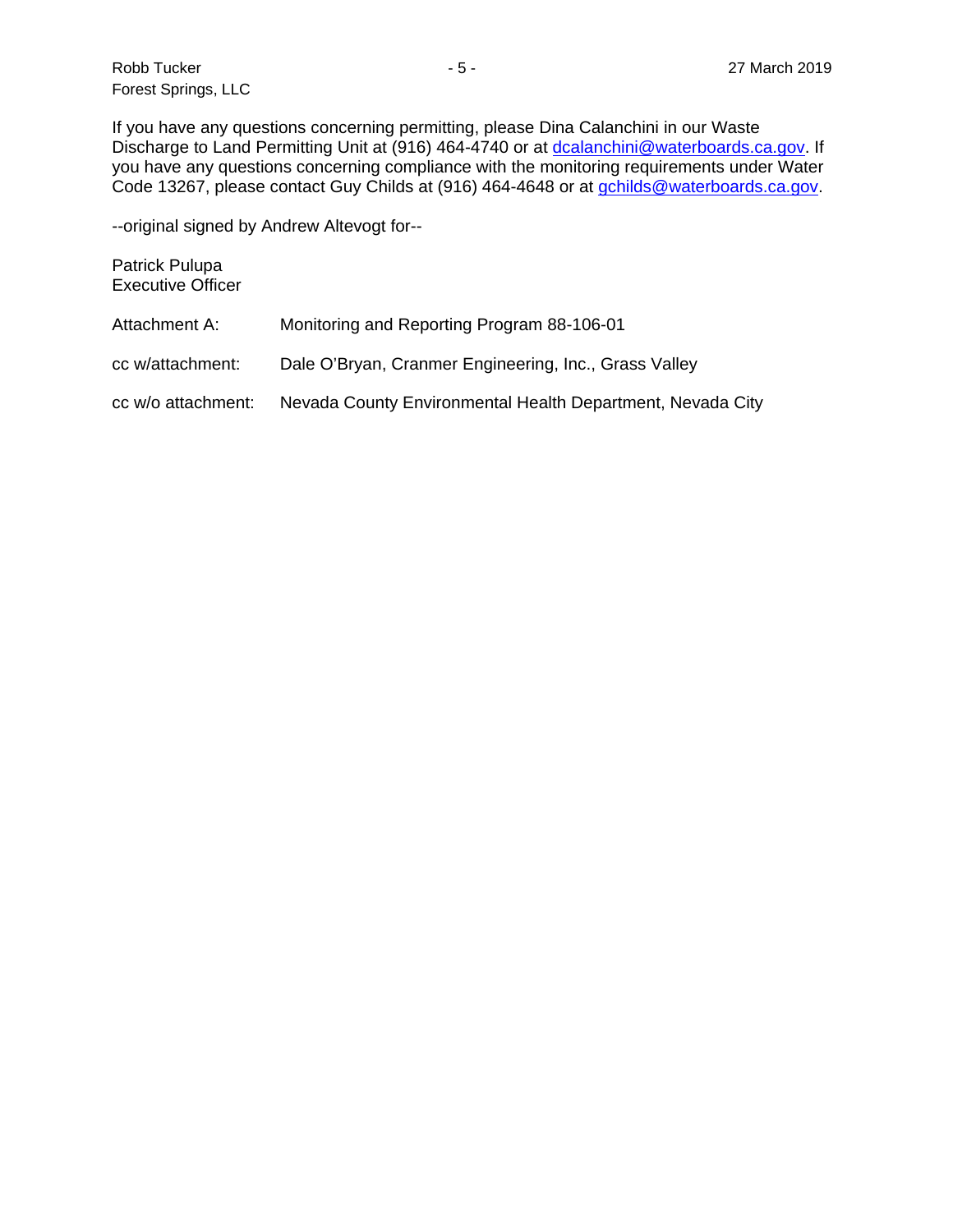If you have any questions concerning permitting, please Dina Calanchini in our Waste Discharge to Land Permitting Unit at (916) 464-4740 or at dcalanchini@waterboards.ca.gov. If you have any questions concerning compliance with the monitoring requirements under Water Code 13267, please contact Guy Childs at (916) 464-4648 or at gchilds@waterboards.ca.gov.

--original signed by Andrew Altevogt for--

Patrick Pulupa  
Executive Officer

Attachment A: Monitoring and Reporting Program 88-106-01

cc w/attachment: Dale O'Bryan, Cranmer Engineering, Inc., Grass Valley

cc w/o attachment: Nevada County Environmental Health Department, Nevada City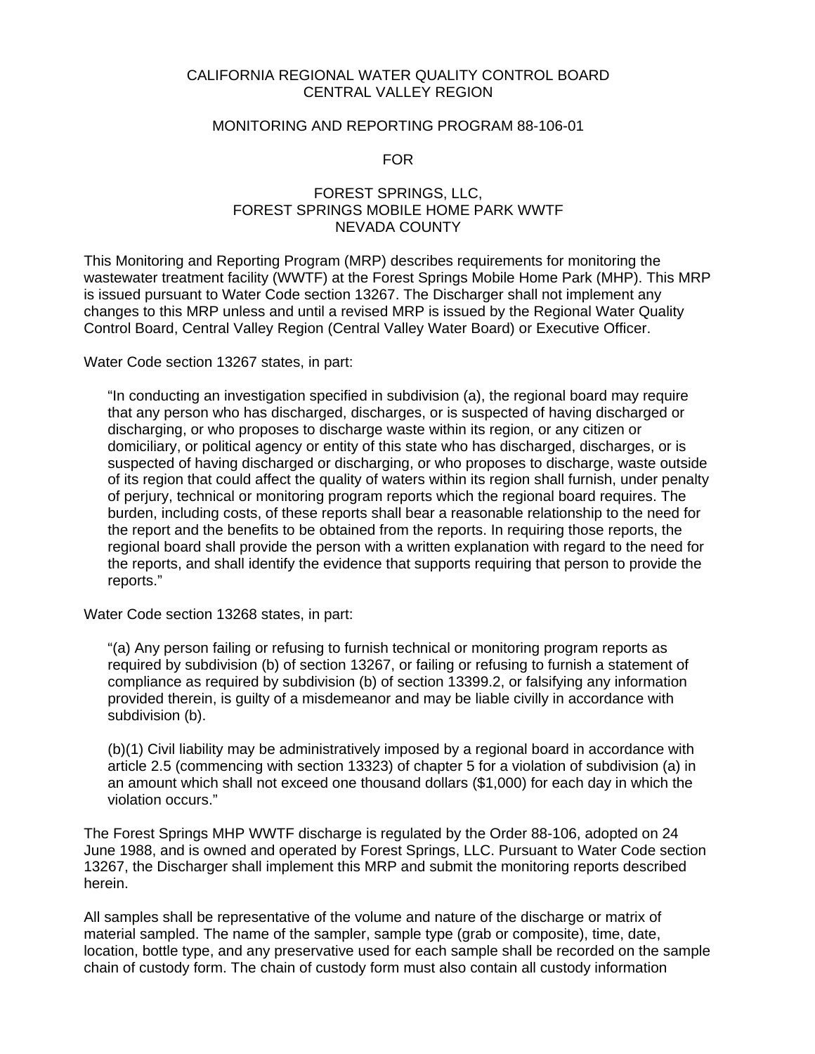CALIFORNIA REGIONAL WATER QUALITY CONTROL BOARD
CENTRAL VALLEY REGION

MONITORING AND REPORTING PROGRAM 88-106-01

FOR

FOREST SPRINGS, LLC,
FOREST SPRINGS MOBILE HOME PARK WWTF
NEVADA COUNTY

This Monitoring and Reporting Program (MRP) describes requirements for monitoring the wastewater treatment facility (WWTF) at the Forest Springs Mobile Home Park (MHP). This MRP is issued pursuant to Water Code section 13267. The Discharger shall not implement any changes to this MRP unless and until a revised MRP is issued by the Regional Water Quality Control Board, Central Valley Region (Central Valley Water Board) or Executive Officer.

Water Code section 13267 states, in part:

> "In conducting an investigation specified in subdivision (a), the regional board may require that any person who has discharged, discharges, or is suspected of having discharged or discharging, or who proposes to discharge waste within its region, or any citizen or domiciliary, or political agency or entity of this state who has discharged, discharges, or is suspected of having discharged or discharging, or who proposes to discharge, waste outside of its region that could affect the quality of waters within its region shall furnish, under penalty of perjury, technical or monitoring program reports which the regional board requires. The burden, including costs, of these reports shall bear a reasonable relationship to the need for the report and the benefits to be obtained from the reports. In requiring those reports, the regional board shall provide the person with a written explanation with regard to the need for the reports, and shall identify the evidence that supports requiring that person to provide the reports."

Water Code section 13268 states, in part:

> "(a) Any person failing or refusing to furnish technical or monitoring program reports as required by subdivision (b) of section 13267, or failing or refusing to furnish a statement of compliance as required by subdivision (b) of section 13399.2, or falsifying any information provided therein, is guilty of a misdemeanor and may be liable civilly in accordance with subdivision (b).
>
> (b)(1) Civil liability may be administratively imposed by a regional board in accordance with article 2.5 (commencing with section 13323) of chapter 5 for a violation of subdivision (a) in an amount which shall not exceed one thousand dollars ($1,000) for each day in which the violation occurs."

The Forest Springs MHP WWTF discharge is regulated by the Order 88-106, adopted on 24 June 1988, and is owned and operated by Forest Springs, LLC. Pursuant to Water Code section 13267, the Discharger shall implement this MRP and submit the monitoring reports described herein.

All samples shall be representative of the volume and nature of the discharge or matrix of material sampled. The name of the sampler, sample type (grab or composite), time, date, location, bottle type, and any preservative used for each sample shall be recorded on the sample chain of custody form. The chain of custody form must also contain all custody information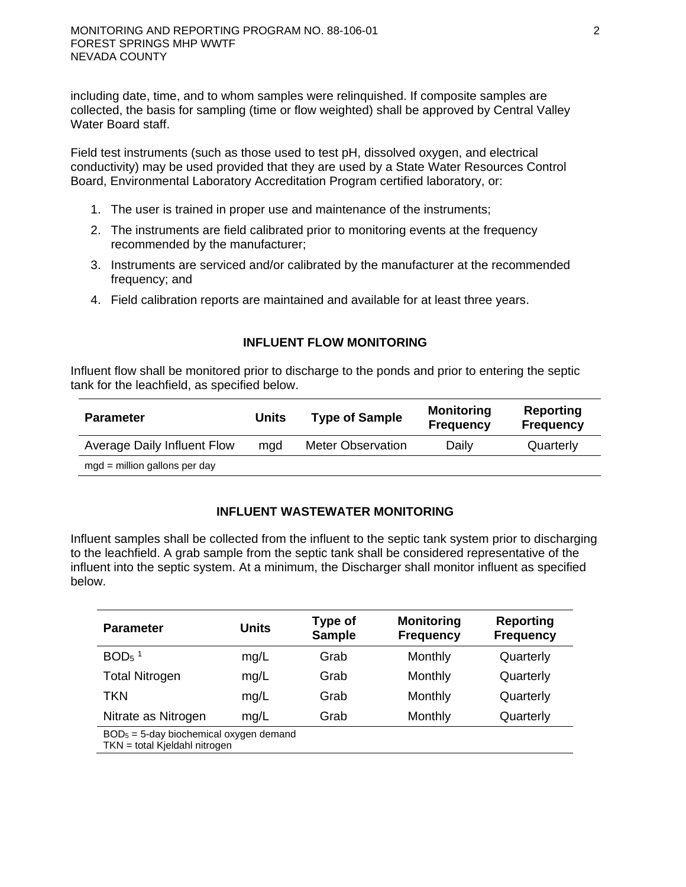including date, time, and to whom samples were relinquished. If composite samples are collected, the basis for sampling (time or flow weighted) shall be approved by Central Valley Water Board staff.

Field test instruments (such as those used to test pH, dissolved oxygen, and electrical conductivity) may be used provided that they are used by a State Water Resources Control Board, Environmental Laboratory Accreditation Program certified laboratory, or:

1. The user is trained in proper use and maintenance of the instruments;
2. The instruments are field calibrated prior to monitoring events at the frequency recommended by the manufacturer;
3. Instruments are serviced and/or calibrated by the manufacturer at the recommended frequency; and
4. Field calibration reports are maintained and available for at least three years.

### INFLUENT FLOW MONITORING

Influent flow shall be monitored prior to discharge to the ponds and prior to entering the septic tank for the leachfield, as specified below.

| Parameter | Units | Type of Sample | Monitoring Frequency | Reporting Frequency |
|---|---|---|---|---|
| Average Daily Influent Flow | mgd | Meter Observation | Daily | Quarterly |

mgd = million gallons per day

### INFLUENT WASTEWATER MONITORING

Influent samples shall be collected from the influent to the septic tank system prior to discharging to the leachfield. A grab sample from the septic tank shall be considered representative of the influent into the septic system. At a minimum, the Discharger shall monitor influent as specified below.

| Parameter | Units | Type of Sample | Monitoring Frequency | Reporting Frequency |
|---|---|---|---|---|
| $BOD_5$ [1] | mg/L | Grab | Monthly | Quarterly |
| Total Nitrogen | mg/L | Grab | Monthly | Quarterly |
| TKN | mg/L | Grab | Monthly | Quarterly |
| Nitrate as Nitrogen | mg/L | Grab | Monthly | Quarterly |

$BOD_5$ = 5-day biochemical oxygen demand
TKN = total Kjeldahl nitrogen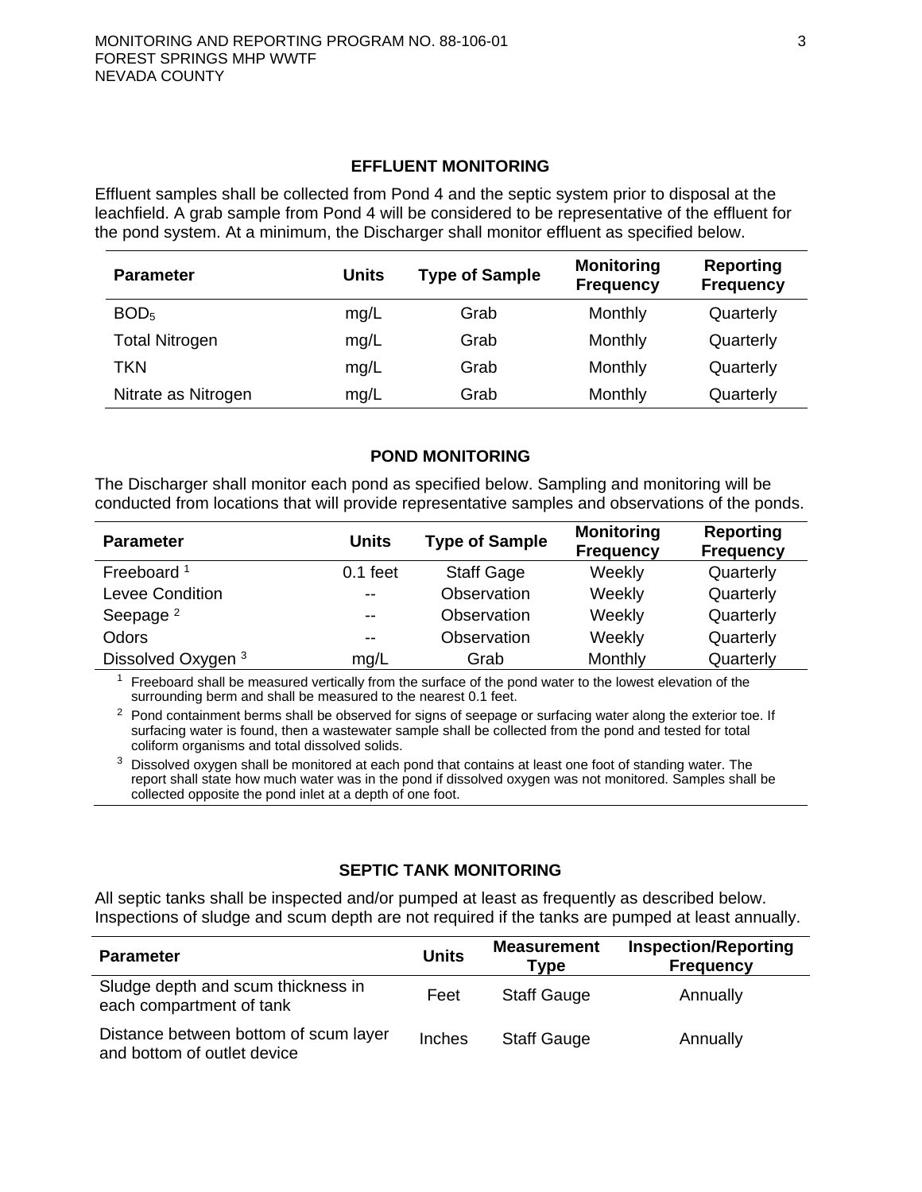## EFFLUENT MONITORING

Effluent samples shall be collected from Pond 4 and the septic system prior to disposal at the leachfield. A grab sample from Pond 4 will be considered to be representative of the effluent for the pond system. At a minimum, the Discharger shall monitor effluent as specified below.

| Parameter | Units | Type of Sample | Monitoring Frequency | Reporting Frequency |
|---|---|---|---|---|
| $BOD_5$ | mg/L | Grab | Monthly | Quarterly |
| Total Nitrogen | mg/L | Grab | Monthly | Quarterly |
| TKN | mg/L | Grab | Monthly | Quarterly |
| Nitrate as Nitrogen | mg/L | Grab | Monthly | Quarterly |

## POND MONITORING

The Discharger shall monitor each pond as specified below. Sampling and monitoring will be conducted from locations that will provide representative samples and observations of the ponds.

| Parameter | Units | Type of Sample | Monitoring Frequency | Reporting Frequency |
|---|---|---|---|---|
| Freeboard [1] | 0.1 feet | Staff Gage | Weekly | Quarterly |
| Levee Condition | -- | Observation | Weekly | Quarterly |
| Seepage [2] | -- | Observation | Weekly | Quarterly |
| Odors | -- | Observation | Weekly | Quarterly |
| Dissolved Oxygen [3] | mg/L | Grab | Monthly | Quarterly |

[1] Freeboard shall be measured vertically from the surface of the pond water to the lowest elevation of the surrounding berm and shall be measured to the nearest 0.1 feet.

[2] Pond containment berms shall be observed for signs of seepage or surfacing water along the exterior toe. If surfacing water is found, then a wastewater sample shall be collected from the pond and tested for total coliform organisms and total dissolved solids.

[3] Dissolved oxygen shall be monitored at each pond that contains at least one foot of standing water. The report shall state how much water was in the pond if dissolved oxygen was not monitored. Samples shall be collected opposite the pond inlet at a depth of one foot.

## SEPTIC TANK MONITORING

All septic tanks shall be inspected and/or pumped at least as frequently as described below. Inspections of sludge and scum depth are not required if the tanks are pumped at least annually.

| Parameter | Units | Measurement Type | Inspection/Reporting Frequency |
|---|---|---|---|
| Sludge depth and scum thickness in each compartment of tank | Feet | Staff Gauge | Annually |
| Distance between bottom of scum layer and bottom of outlet device | Inches | Staff Gauge | Annually |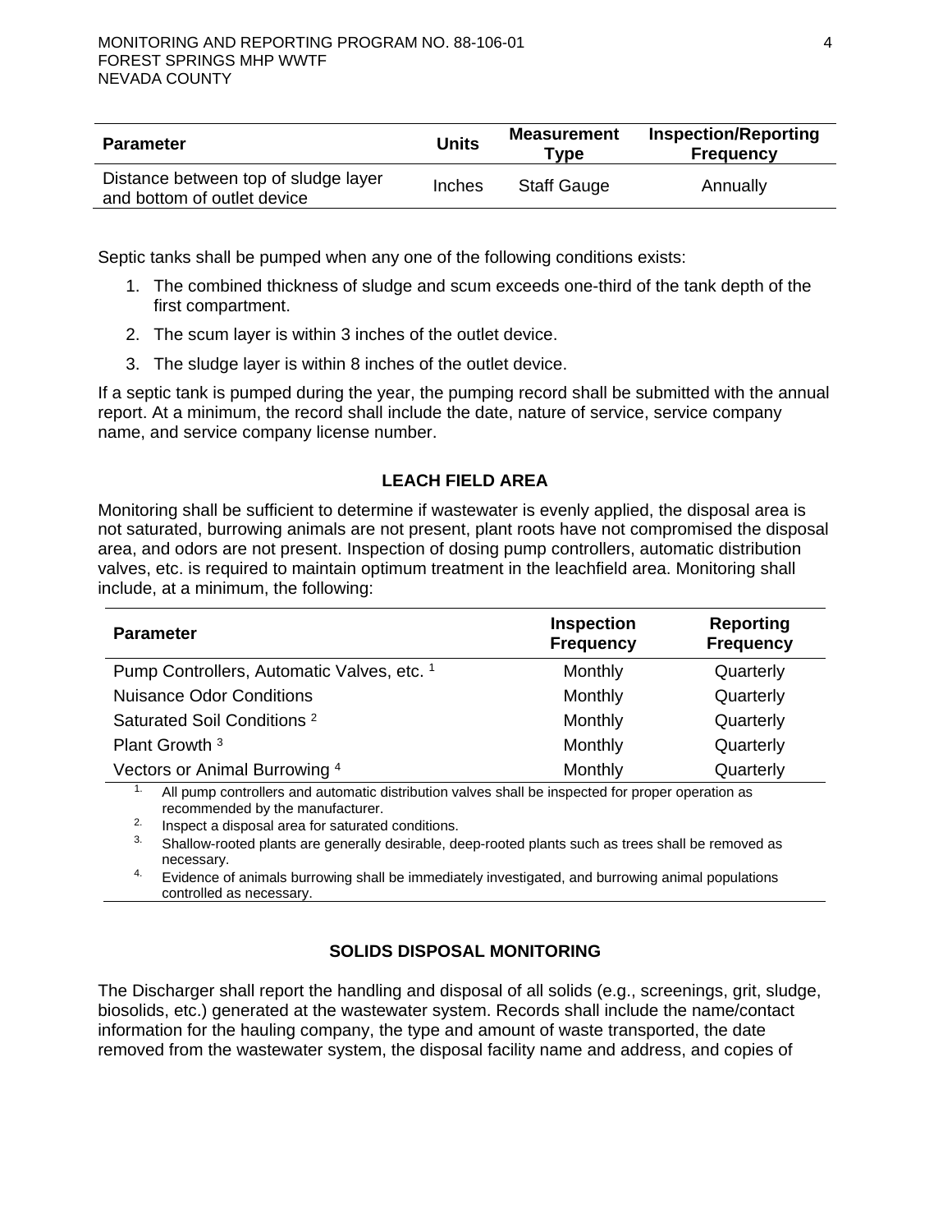| Parameter | Units | Measurement Type | Inspection/Reporting Frequency |
|---|---|---|---|
| Distance between top of sludge layer and bottom of outlet device | Inches | Staff Gauge | Annually |

Septic tanks shall be pumped when any one of the following conditions exists:

1. The combined thickness of sludge and scum exceeds one-third of the tank depth of the first compartment.
2. The scum layer is within 3 inches of the outlet device.
3. The sludge layer is within 8 inches of the outlet device.

If a septic tank is pumped during the year, the pumping record shall be submitted with the annual report. At a minimum, the record shall include the date, nature of service, service company name, and service company license number.

## LEACH FIELD AREA

Monitoring shall be sufficient to determine if wastewater is evenly applied, the disposal area is not saturated, burrowing animals are not present, plant roots have not compromised the disposal area, and odors are not present. Inspection of dosing pump controllers, automatic distribution valves, etc. is required to maintain optimum treatment in the leachfield area. Monitoring shall include, at a minimum, the following:

| Parameter | Inspection Frequency | Reporting Frequency |
|---|---|---|
| Pump Controllers, Automatic Valves, etc. [1] | Monthly | Quarterly |
| Nuisance Odor Conditions | Monthly | Quarterly |
| Saturated Soil Conditions [2] | Monthly | Quarterly |
| Plant Growth [3] | Monthly | Quarterly |
| Vectors or Animal Burrowing [4] | Monthly | Quarterly |

1. All pump controllers and automatic distribution valves shall be inspected for proper operation as recommended by the manufacturer.
2. Inspect a disposal area for saturated conditions.
3. Shallow-rooted plants are generally desirable, deep-rooted plants such as trees shall be removed as necessary.
4. Evidence of animals burrowing shall be immediately investigated, and burrowing animal populations controlled as necessary.

## SOLIDS DISPOSAL MONITORING

The Discharger shall report the handling and disposal of all solids (e.g., screenings, grit, sludge, biosolids, etc.) generated at the wastewater system. Records shall include the name/contact information for the hauling company, the type and amount of waste transported, the date removed from the wastewater system, the disposal facility name and address, and copies of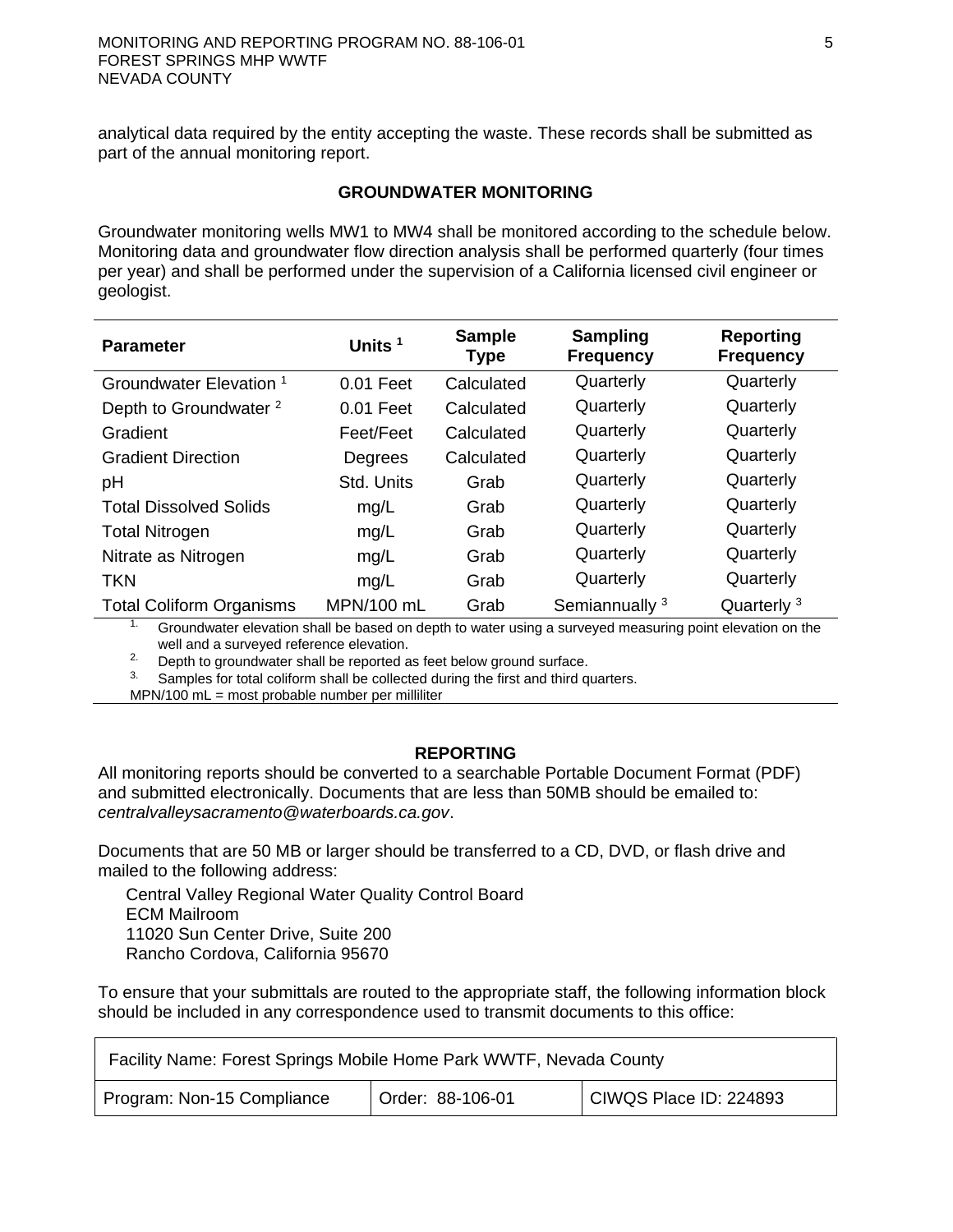analytical data required by the entity accepting the waste. These records shall be submitted as part of the annual monitoring report.

## GROUNDWATER MONITORING

Groundwater monitoring wells MW1 to MW4 shall be monitored according to the schedule below. Monitoring data and groundwater flow direction analysis shall be performed quarterly (four times per year) and shall be performed under the supervision of a California licensed civil engineer or geologist.

| Parameter | Units [1] | Sample Type | Sampling Frequency | Reporting Frequency |
|---|---|---|---|---|
| Groundwater Elevation [1] | 0.01 Feet | Calculated | Quarterly | Quarterly |
| Depth to Groundwater [2] | 0.01 Feet | Calculated | Quarterly | Quarterly |
| Gradient | Feet/Feet | Calculated | Quarterly | Quarterly |
| Gradient Direction | Degrees | Calculated | Quarterly | Quarterly |
| pH | Std. Units | Grab | Quarterly | Quarterly |
| Total Dissolved Solids | mg/L | Grab | Quarterly | Quarterly |
| Total Nitrogen | mg/L | Grab | Quarterly | Quarterly |
| Nitrate as Nitrogen | mg/L | Grab | Quarterly | Quarterly |
| TKN | mg/L | Grab | Quarterly | Quarterly |
| Total Coliform Organisms | MPN/100 mL | Grab | Semiannually [3] | Quarterly [3] |

1. Groundwater elevation shall be based on depth to water using a surveyed measuring point elevation on the well and a surveyed reference elevation.
2. Depth to groundwater shall be reported as feet below ground surface.
3. Samples for total coliform shall be collected during the first and third quarters.

MPN/100 mL = most probable number per milliliter

## REPORTING

All monitoring reports should be converted to a searchable Portable Document Format (PDF) and submitted electronically. Documents that are less than 50MB should be emailed to: *centralvalleysacramento@waterboards.ca.gov*.

Documents that are 50 MB or larger should be transferred to a CD, DVD, or flash drive and mailed to the following address:

Central Valley Regional Water Quality Control Board
ECM Mailroom
11020 Sun Center Drive, Suite 200
Rancho Cordova, California 95670

To ensure that your submittals are routed to the appropriate staff, the following information block should be included in any correspondence used to transmit documents to this office:

| Facility Name: Forest Springs Mobile Home Park WWTF, Nevada County | | |
|---|---|---|
| Program: Non-15 Compliance | Order: 88-106-01 | CIWQS Place ID: 224893 |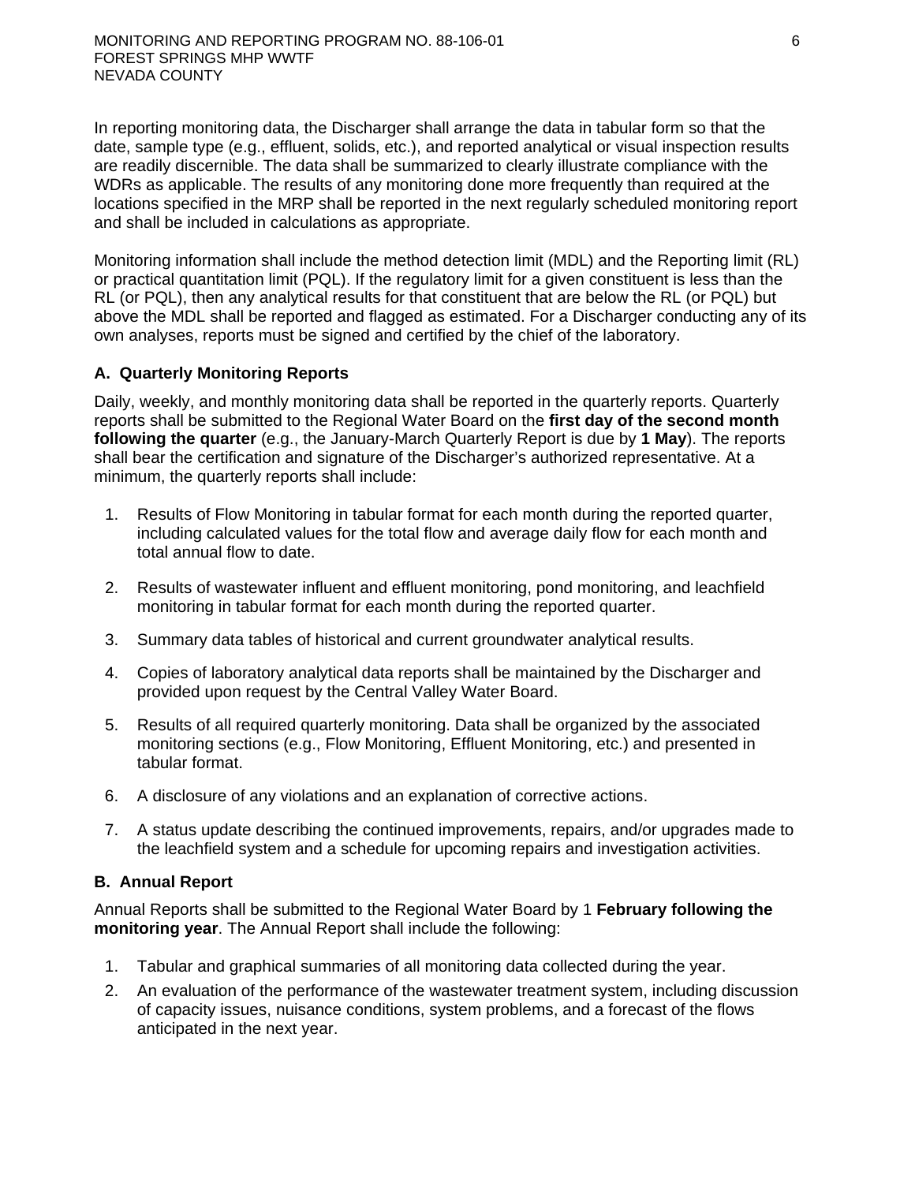In reporting monitoring data, the Discharger shall arrange the data in tabular form so that the date, sample type (e.g., effluent, solids, etc.), and reported analytical or visual inspection results are readily discernible. The data shall be summarized to clearly illustrate compliance with the WDRs as applicable. The results of any monitoring done more frequently than required at the locations specified in the MRP shall be reported in the next regularly scheduled monitoring report and shall be included in calculations as appropriate.

Monitoring information shall include the method detection limit (MDL) and the Reporting limit (RL) or practical quantitation limit (PQL). If the regulatory limit for a given constituent is less than the RL (or PQL), then any analytical results for that constituent that are below the RL (or PQL) but above the MDL shall be reported and flagged as estimated. For a Discharger conducting any of its own analyses, reports must be signed and certified by the chief of the laboratory.

### A. Quarterly Monitoring Reports

Daily, weekly, and monthly monitoring data shall be reported in the quarterly reports. Quarterly reports shall be submitted to the Regional Water Board on the **first day of the second month following the quarter** (e.g., the January-March Quarterly Report is due by **1 May**). The reports shall bear the certification and signature of the Discharger's authorized representative. At a minimum, the quarterly reports shall include:

1. Results of Flow Monitoring in tabular format for each month during the reported quarter, including calculated values for the total flow and average daily flow for each month and total annual flow to date.
2. Results of wastewater influent and effluent monitoring, pond monitoring, and leachfield monitoring in tabular format for each month during the reported quarter.
3. Summary data tables of historical and current groundwater analytical results.
4. Copies of laboratory analytical data reports shall be maintained by the Discharger and provided upon request by the Central Valley Water Board.
5. Results of all required quarterly monitoring. Data shall be organized by the associated monitoring sections (e.g., Flow Monitoring, Effluent Monitoring, etc.) and presented in tabular format.
6. A disclosure of any violations and an explanation of corrective actions.
7. A status update describing the continued improvements, repairs, and/or upgrades made to the leachfield system and a schedule for upcoming repairs and investigation activities.

### B. Annual Report

Annual Reports shall be submitted to the Regional Water Board by 1 **February following the monitoring year**. The Annual Report shall include the following:

1. Tabular and graphical summaries of all monitoring data collected during the year.
2. An evaluation of the performance of the wastewater treatment system, including discussion of capacity issues, nuisance conditions, system problems, and a forecast of the flows anticipated in the next year.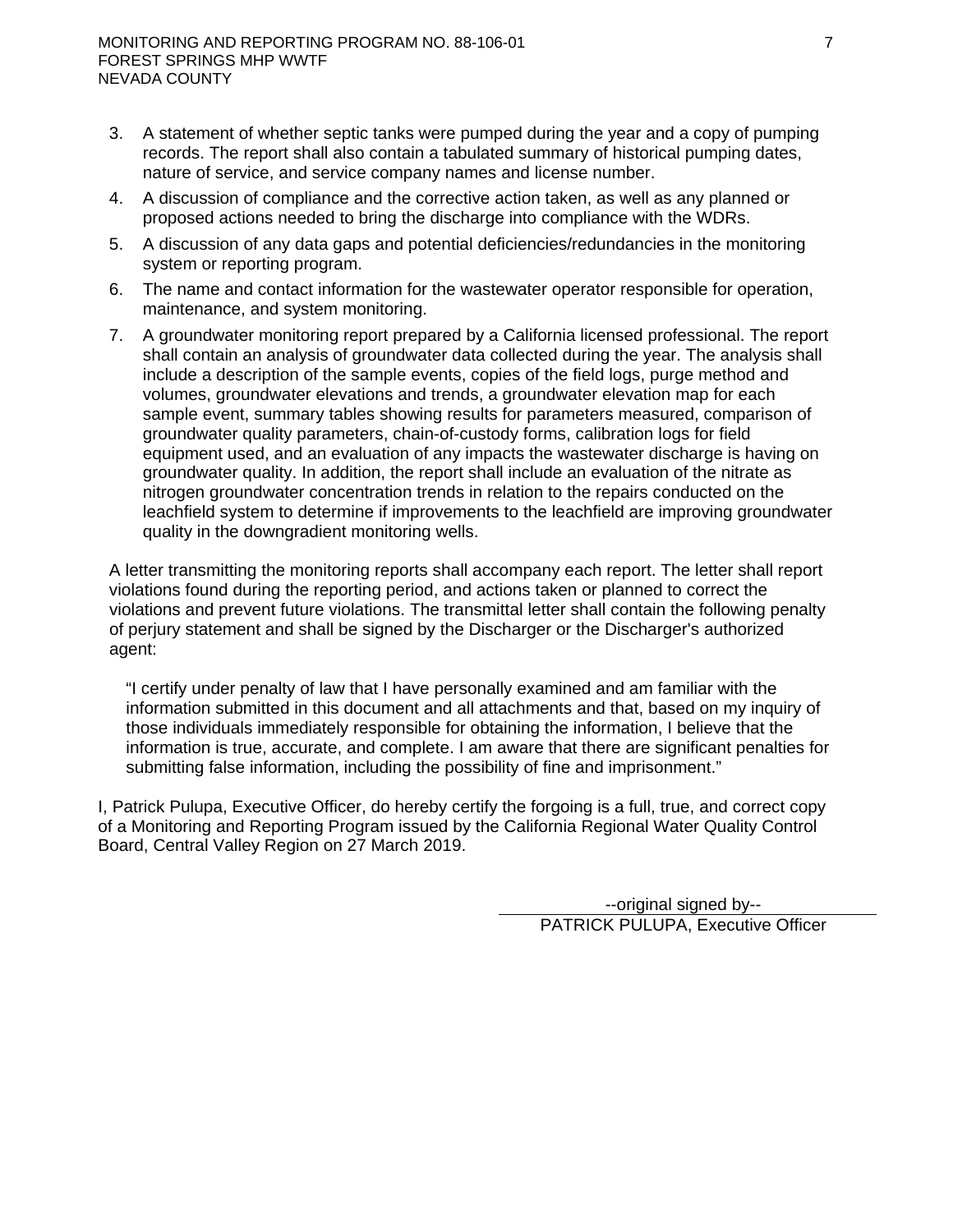3. A statement of whether septic tanks were pumped during the year and a copy of pumping records. The report shall also contain a tabulated summary of historical pumping dates, nature of service, and service company names and license number.
4. A discussion of compliance and the corrective action taken, as well as any planned or proposed actions needed to bring the discharge into compliance with the WDRs.
5. A discussion of any data gaps and potential deficiencies/redundancies in the monitoring system or reporting program.
6. The name and contact information for the wastewater operator responsible for operation, maintenance, and system monitoring.
7. A groundwater monitoring report prepared by a California licensed professional. The report shall contain an analysis of groundwater data collected during the year. The analysis shall include a description of the sample events, copies of the field logs, purge method and volumes, groundwater elevations and trends, a groundwater elevation map for each sample event, summary tables showing results for parameters measured, comparison of groundwater quality parameters, chain-of-custody forms, calibration logs for field equipment used, and an evaluation of any impacts the wastewater discharge is having on groundwater quality. In addition, the report shall include an evaluation of the nitrate as nitrogen groundwater concentration trends in relation to the repairs conducted on the leachfield system to determine if improvements to the leachfield are improving groundwater quality in the downgradient monitoring wells.

A letter transmitting the monitoring reports shall accompany each report. The letter shall report violations found during the reporting period, and actions taken or planned to correct the violations and prevent future violations. The transmittal letter shall contain the following penalty of perjury statement and shall be signed by the Discharger or the Discharger's authorized agent:

> "I certify under penalty of law that I have personally examined and am familiar with the information submitted in this document and all attachments and that, based on my inquiry of those individuals immediately responsible for obtaining the information, I believe that the information is true, accurate, and complete. I am aware that there are significant penalties for submitting false information, including the possibility of fine and imprisonment."

I, Patrick Pulupa, Executive Officer, do hereby certify the forgoing is a full, true, and correct copy of a Monitoring and Reporting Program issued by the California Regional Water Quality Control Board, Central Valley Region on 27 March 2019.

--original signed by--

PATRICK PULUPA, Executive Officer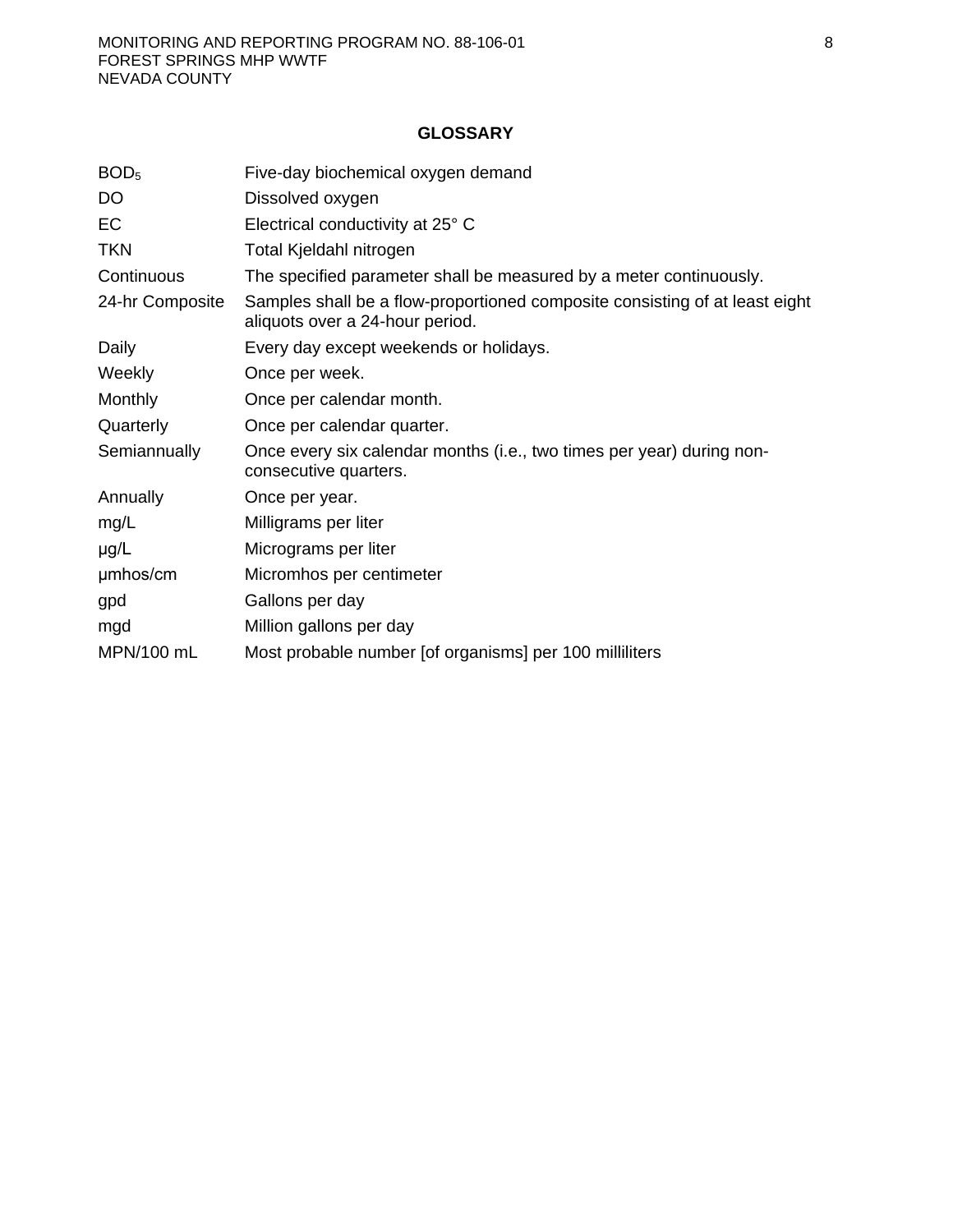## GLOSSARY

| | |
|---|---|
| $BOD_5$ | Five-day biochemical oxygen demand |
| DO | Dissolved oxygen |
| EC | Electrical conductivity at 25° C |
| TKN | Total Kjeldahl nitrogen |
| Continuous | The specified parameter shall be measured by a meter continuously. |
| 24-hr Composite | Samples shall be a flow-proportioned composite consisting of at least eight aliquots over a 24-hour period. |
| Daily | Every day except weekends or holidays. |
| Weekly | Once per week. |
| Monthly | Once per calendar month. |
| Quarterly | Once per calendar quarter. |
| Semiannually | Once every six calendar months (i.e., two times per year) during non-consecutive quarters. |
| Annually | Once per year. |
| mg/L | Milligrams per liter |
| μg/L | Micrograms per liter |
| μmhos/cm | Micromhos per centimeter |
| gpd | Gallons per day |
| mgd | Million gallons per day |
| MPN/100 mL | Most probable number [of organisms] per 100 milliliters |